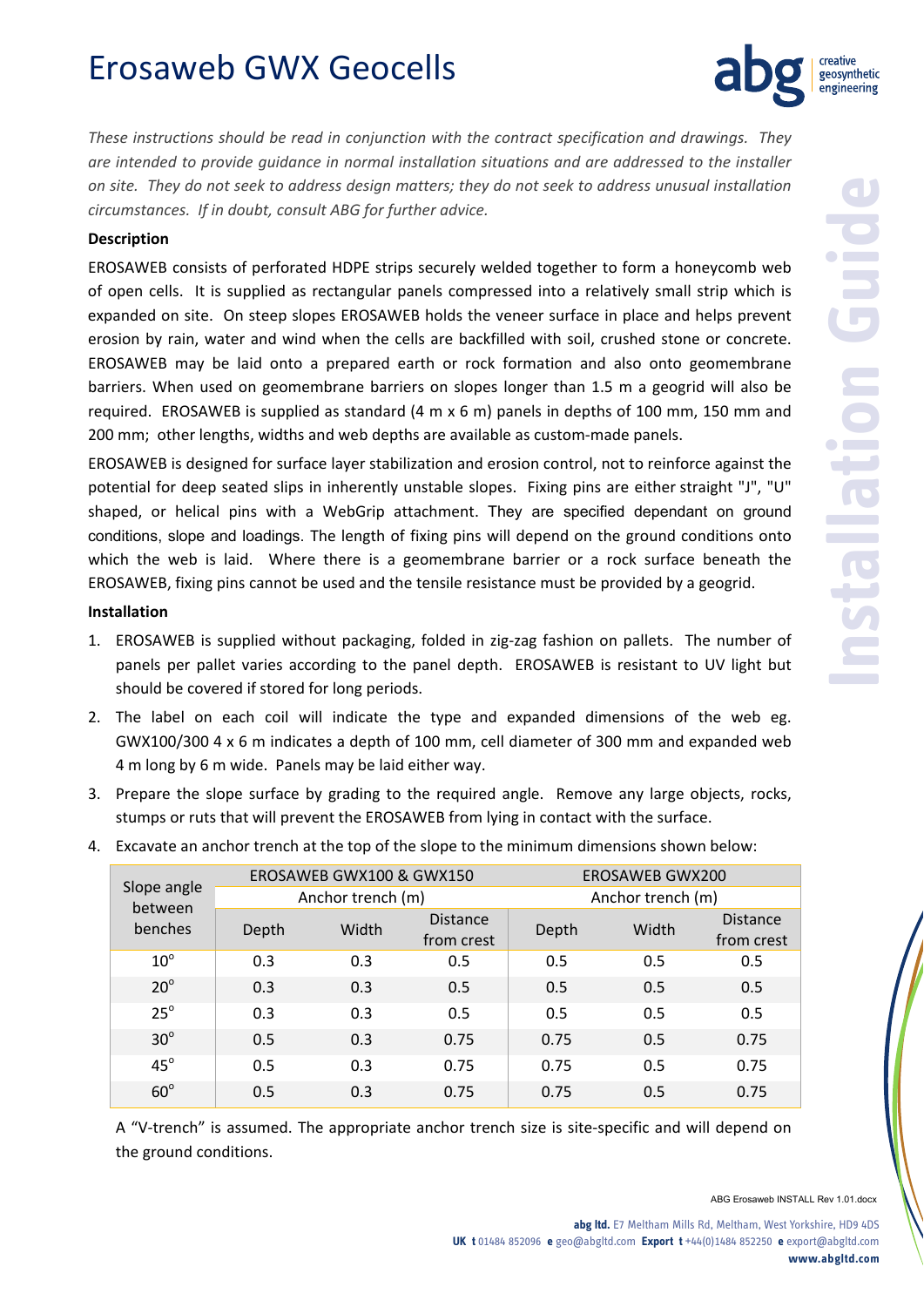# Erosaweb GWX Geocells

*These instructions should be read in conjunction with the contract specification and drawings. They are intended to provide guidance in normal installation situations and are addressed to the installer on site. They do not seek to address design matters; they do not seek to address unusual installation circumstances. If in doubt, consult ABG for further advice.*

**Description**

EROSAWEB consists of perforated HDPE strips securely welded together to form a honeycomb web of open cells. It is supplied as rectangular panels compressed into a relatively small strip which is expanded on site. On steep slopes EROSAWEB holds the veneer surface in place and helps prevent erosion by rain, water and wind when the cells are backfilled with soil, crushed stone or concrete. EROSAWEB may be laid onto a prepared earth or rock formation and also onto geomembrane barriers. When used on geomembrane barriers on slopes longer than 1.5 m a geogrid will also be required. EROSAWEB is supplied as standard (4 m x 6 m) panels in depths of 100 mm, 150 mm and 200 mm; other lengths, widths and web depths are available as custom-made panels.

EROSAWEB is designed for surface layer stabilization and erosion control, not to reinforce against the potential for deep seated slips in inherently unstable slopes. Fixing pins are either straight "J", "U" shaped, or helical pins with a WebGrip attachment. They are specified dependant on ground conditions, slope and loadings. The length of fixing pins will depend on the ground conditions onto which the web is laid. Where there is a geomembrane barrier or a rock surface beneath the EROSAWEB, fixing pins cannot be used and the tensile resistance must be provided by a geogrid.

**Installation**

1. EROSAWEB is supplied without packaging, folded in zig-zag fashion on pallets. The number of panels per pallet varies according to the panel depth. EROSAWEB is resistant to UV light but should be covered if stored for long periods.
2. The label on each coil will indicate the type and expanded dimensions of the web eg. GWX100/300 4 x 6 m indicates a depth of 100 mm, cell diameter of 300 mm and expanded web 4 m long by 6 m wide. Panels may be laid either way.
3. Prepare the slope surface by grading to the required angle. Remove any large objects, rocks, stumps or ruts that will prevent the EROSAWEB from lying in contact with the surface.
4. Excavate an anchor trench at the top of the slope to the minimum dimensions shown below:

| Slope angle between benches | EROSAWEB GWX100 & GWX150 | | | EROSAWEB GWX200 | | |
|---|---|---|---|---|---|---|
| | Anchor trench (m) | | | Anchor trench (m) | | |
| | Depth | Width | Distance from crest | Depth | Width | Distance from crest |
| 10° | 0.3 | 0.3 | 0.5 | 0.5 | 0.5 | 0.5 |
| 20° | 0.3 | 0.3 | 0.5 | 0.5 | 0.5 | 0.5 |
| 25° | 0.3 | 0.3 | 0.5 | 0.5 | 0.5 | 0.5 |
| 30° | 0.5 | 0.3 | 0.75 | 0.75 | 0.5 | 0.75 |
| 45° | 0.5 | 0.3 | 0.75 | 0.75 | 0.5 | 0.75 |
| 60° | 0.5 | 0.3 | 0.75 | 0.75 | 0.5 | 0.75 |

A "V-trench" is assumed. The appropriate anchor trench size is site-specific and will depend on the ground conditions.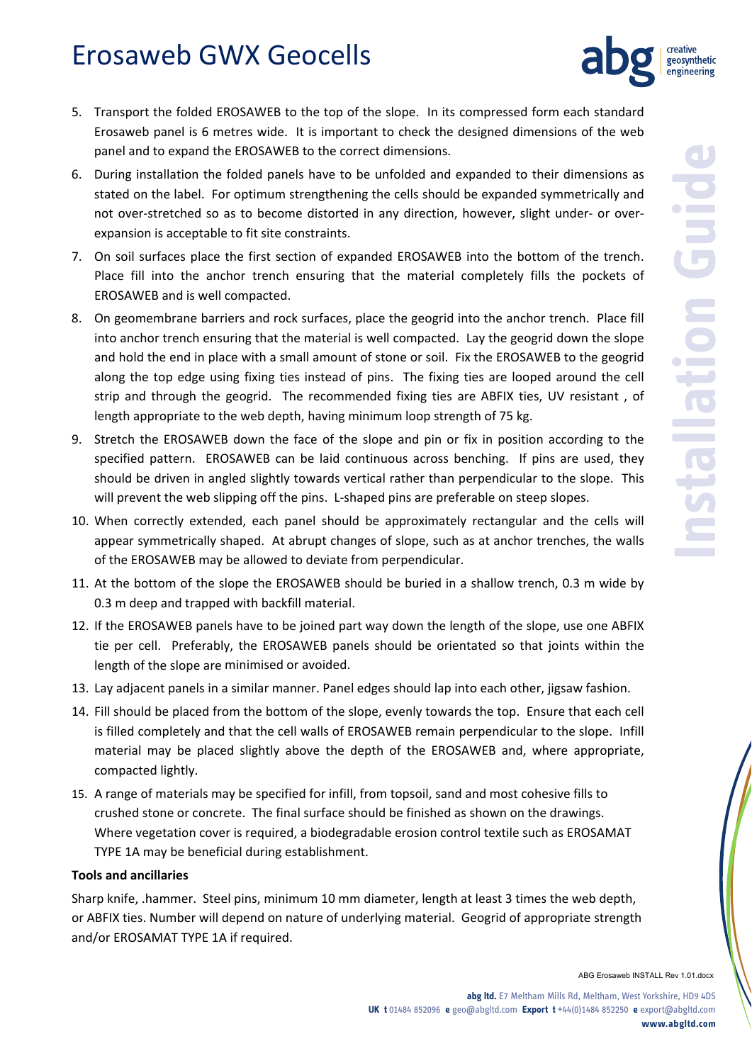5. Transport the folded EROSAWEB to the top of the slope. In its compressed form each standard Erosaweb panel is 6 metres wide. It is important to check the designed dimensions of the web panel and to expand the EROSAWEB to the correct dimensions.
6. During installation the folded panels have to be unfolded and expanded to their dimensions as stated on the label. For optimum strengthening the cells should be expanded symmetrically and not over-stretched so as to become distorted in any direction, however, slight under- or over-expansion is acceptable to fit site constraints.
7. On soil surfaces place the first section of expanded EROSAWEB into the bottom of the trench. Place fill into the anchor trench ensuring that the material completely fills the pockets of EROSAWEB and is well compacted.
8. On geomembrane barriers and rock surfaces, place the geogrid into the anchor trench. Place fill into anchor trench ensuring that the material is well compacted. Lay the geogrid down the slope and hold the end in place with a small amount of stone or soil. Fix the EROSAWEB to the geogrid along the top edge using fixing ties instead of pins. The fixing ties are looped around the cell strip and through the geogrid. The recommended fixing ties are ABFIX ties, UV resistant , of length appropriate to the web depth, having minimum loop strength of 75 kg.
9. Stretch the EROSAWEB down the face of the slope and pin or fix in position according to the specified pattern. EROSAWEB can be laid continuous across benching. If pins are used, they should be driven in angled slightly towards vertical rather than perpendicular to the slope. This will prevent the web slipping off the pins. L-shaped pins are preferable on steep slopes.
10. When correctly extended, each panel should be approximately rectangular and the cells will appear symmetrically shaped. At abrupt changes of slope, such as at anchor trenches, the walls of the EROSAWEB may be allowed to deviate from perpendicular.
11. At the bottom of the slope the EROSAWEB should be buried in a shallow trench, 0.3 m wide by 0.3 m deep and trapped with backfill material.
12. If the EROSAWEB panels have to be joined part way down the length of the slope, use one ABFIX tie per cell. Preferably, the EROSAWEB panels should be orientated so that joints within the length of the slope are minimised or avoided.
13. Lay adjacent panels in a similar manner. Panel edges should lap into each other, jigsaw fashion.
14. Fill should be placed from the bottom of the slope, evenly towards the top. Ensure that each cell is filled completely and that the cell walls of EROSAWEB remain perpendicular to the slope. Infill material may be placed slightly above the depth of the EROSAWEB and, where appropriate, compacted lightly.
15. A range of materials may be specified for infill, from topsoil, sand and most cohesive fills to crushed stone or concrete. The final surface should be finished as shown on the drawings. Where vegetation cover is required, a biodegradable erosion control textile such as EROSAMAT TYPE 1A may be beneficial during establishment.

**Tools and ancillaries**

Sharp knife, .hammer. Steel pins, minimum 10 mm diameter, length at least 3 times the web depth, or ABFIX ties. Number will depend on nature of underlying material. Geogrid of appropriate strength and/or EROSAMAT TYPE 1A if required.